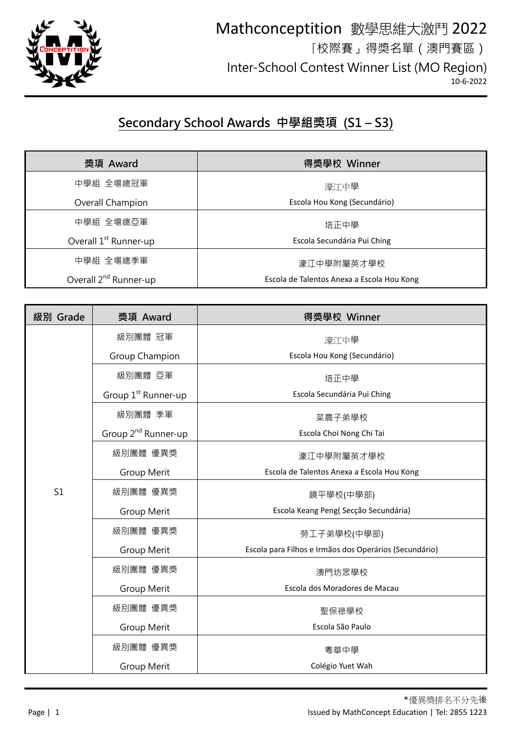# Mathconceptition 數學思維大激鬥 2022

「校際賽」得獎名單（澳門賽區）

Inter-School Contest Winner List (MO Region)

10-6-2022

## Secondary School Awards 中學組獎項 (S1 – S3)

| 獎項 Award | 得獎學校 Winner |
|---|---|
| 中學組 全場總冠軍<br>Overall Champion | 濠江中學<br>Escola Hou Kong (Secundário) |
| 中學組 全場總亞軍<br>Overall 1st Runner-up | 培正中學<br>Escola Secundária Pui Ching |
| 中學組 全場總季軍<br>Overall 2nd Runner-up | 濠江中學附屬英才學校<br>Escola de Talentos Anexa a Escola Hou Kong |

| 級別 Grade | 獎項 Award | 得獎學校 Winner |
|---|---|---|
| S1 | 級別團體 冠軍<br>Group Champion | 濠江中學<br>Escola Hou Kong (Secundário) |
| | 級別團體 亞軍<br>Group 1st Runner-up | 培正中學<br>Escola Secundária Pui Ching |
| | 級別團體 季軍<br>Group 2nd Runner-up | 菜農子弟學校<br>Escola Choi Nong Chi Tai |
| | 級別團體 優異獎<br>Group Merit | 濠江中學附屬英才學校<br>Escola de Talentos Anexa a Escola Hou Kong |
| | 級別團體 優異獎<br>Group Merit | 鏡平學校(中學部)<br>Escola Keang Peng( Secção Secundária) |
| | 級別團體 優異獎<br>Group Merit | 勞工子弟學校(中學部)<br>Escola para Filhos e Irmãos dos Operários (Secundário) |
| | 級別團體 優異獎<br>Group Merit | 澳門坊眾學校<br>Escola dos Moradores de Macau |
| | 級別團體 優異獎<br>Group Merit | 聖保祿學校<br>Escola São Paulo |
| | 級別團體 優異獎<br>Group Merit | 粵華中學<br>Colégio Yuet Wah |

*優異獎排名不分先後

Issued by MathConcept Education | Tel: 2855 1223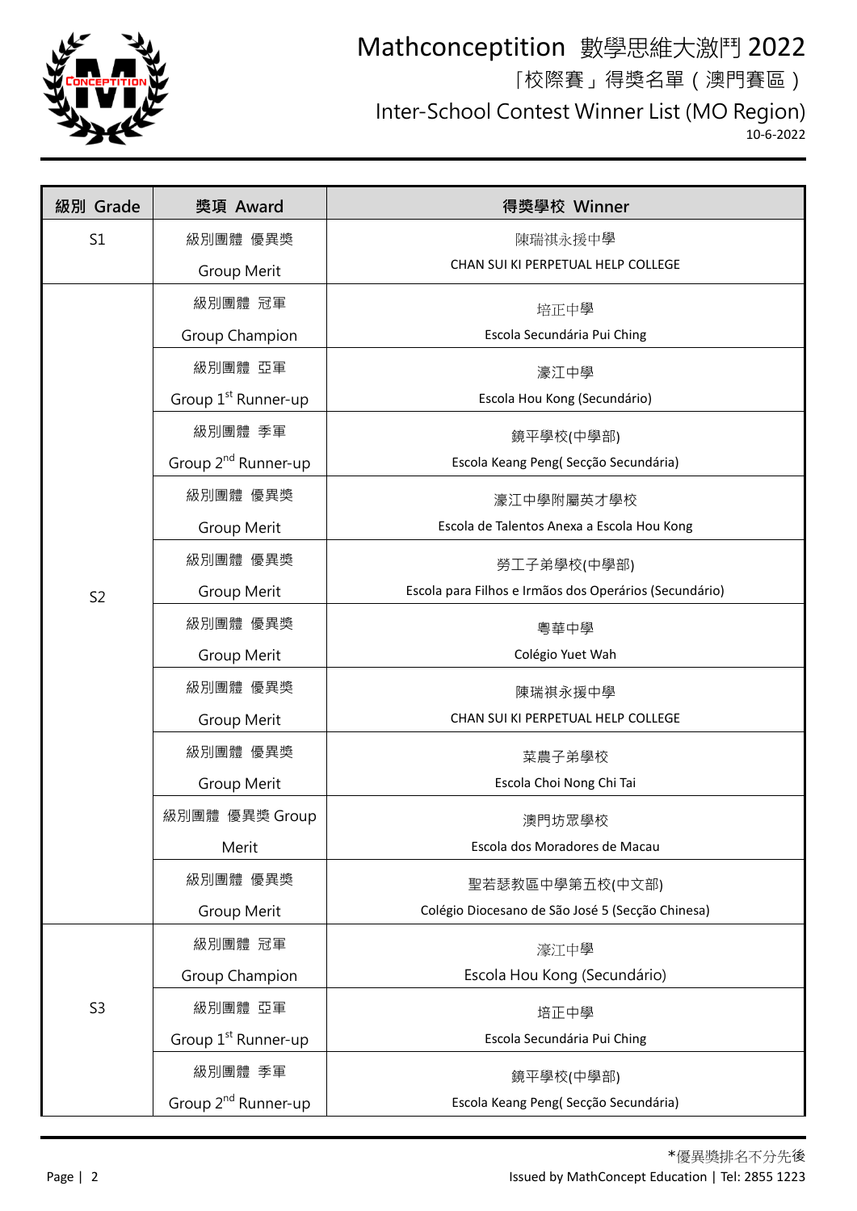# Mathconceptition 數學思維大激鬥 2022

「校際賽」得獎名單（澳門賽區）

Inter-School Contest Winner List (MO Region)

10-6-2022

| 級別 Grade | 獎項 Award | 得獎學校 Winner |
|---|---|---|
| S1 | 級別團體 優異獎 Group Merit | 陳瑞祺永援中學 CHAN SUI KI PERPETUAL HELP COLLEGE |
| S2 | 級別團體 冠軍 Group Champion | 培正中學 Escola Secundária Pui Ching |
| | 級別團體 亞軍 Group 1st Runner-up | 濠江中學 Escola Hou Kong (Secundário) |
| | 級別團體 季軍 Group 2nd Runner-up | 鏡平學校(中學部) Escola Keang Peng( Secção Secundária) |
| | 級別團體 優異獎 Group Merit | 濠江中學附屬英才學校 Escola de Talentos Anexa a Escola Hou Kong |
| | 級別團體 優異獎 Group Merit | 勞工子弟學校(中學部) Escola para Filhos e Irmãos dos Operários (Secundário) |
| | 級別團體 優異獎 Group Merit | 粵華中學 Colégio Yuet Wah |
| | 級別團體 優異獎 Group Merit | 陳瑞祺永援中學 CHAN SUI KI PERPETUAL HELP COLLEGE |
| | 級別團體 優異獎 Group Merit | 菜農子弟學校 Escola Choi Nong Chi Tai |
| | 級別團體 優異獎 Group Merit | 澳門坊眾學校 Escola dos Moradores de Macau |
| | 級別團體 優異獎 Group Merit | 聖若瑟教區中學第五校(中文部) Colégio Diocesano de São José 5 (Secção Chinesa) |
| S3 | 級別團體 冠軍 Group Champion | 濠江中學 Escola Hou Kong (Secundário) |
| | 級別團體 亞軍 Group 1st Runner-up | 培正中學 Escola Secundária Pui Ching |
| | 級別團體 季軍 Group 2nd Runner-up | 鏡平學校(中學部) Escola Keang Peng( Secção Secundária) |

*優異獎排名不分先後

Issued by MathConcept Education | Tel: 2855 1223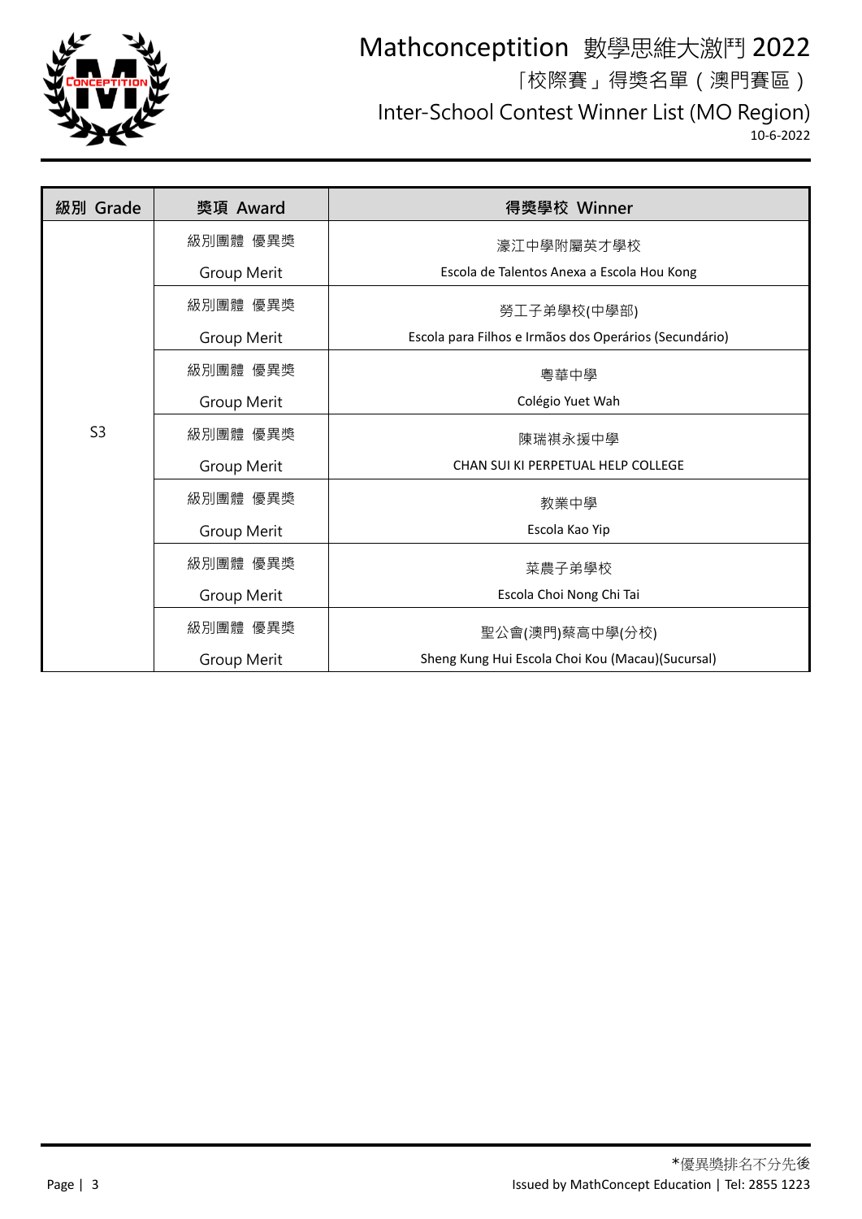# Mathconceptition 數學思維大激鬥 2022

「校際賽」得獎名單（澳門賽區）

Inter-School Contest Winner List (MO Region)

10-6-2022

| 級別 Grade | 獎項 Award | 得獎學校 Winner |
|---|---|---|
| S3 | 級別團體 優異獎 Group Merit | 濠江中學附屬英才學校 Escola de Talentos Anexa a Escola Hou Kong |
| | 級別團體 優異獎 Group Merit | 勞工子弟學校(中學部) Escola para Filhos e Irmãos dos Operários (Secundário) |
| | 級別團體 優異獎 Group Merit | 粵華中學 Colégio Yuet Wah |
| | 級別團體 優異獎 Group Merit | 陳瑞祺永援中學 CHAN SUI KI PERPETUAL HELP COLLEGE |
| | 級別團體 優異獎 Group Merit | 教業中學 Escola Kao Yip |
| | 級別團體 優異獎 Group Merit | 菜農子弟學校 Escola Choi Nong Chi Tai |
| | 級別團體 優異獎 Group Merit | 聖公會(澳門)蔡高中學(分校) Sheng Kung Hui Escola Choi Kou (Macau)(Sucursal) |

*優異獎排名不分先後

Issued by MathConcept Education | Tel: 2855 1223